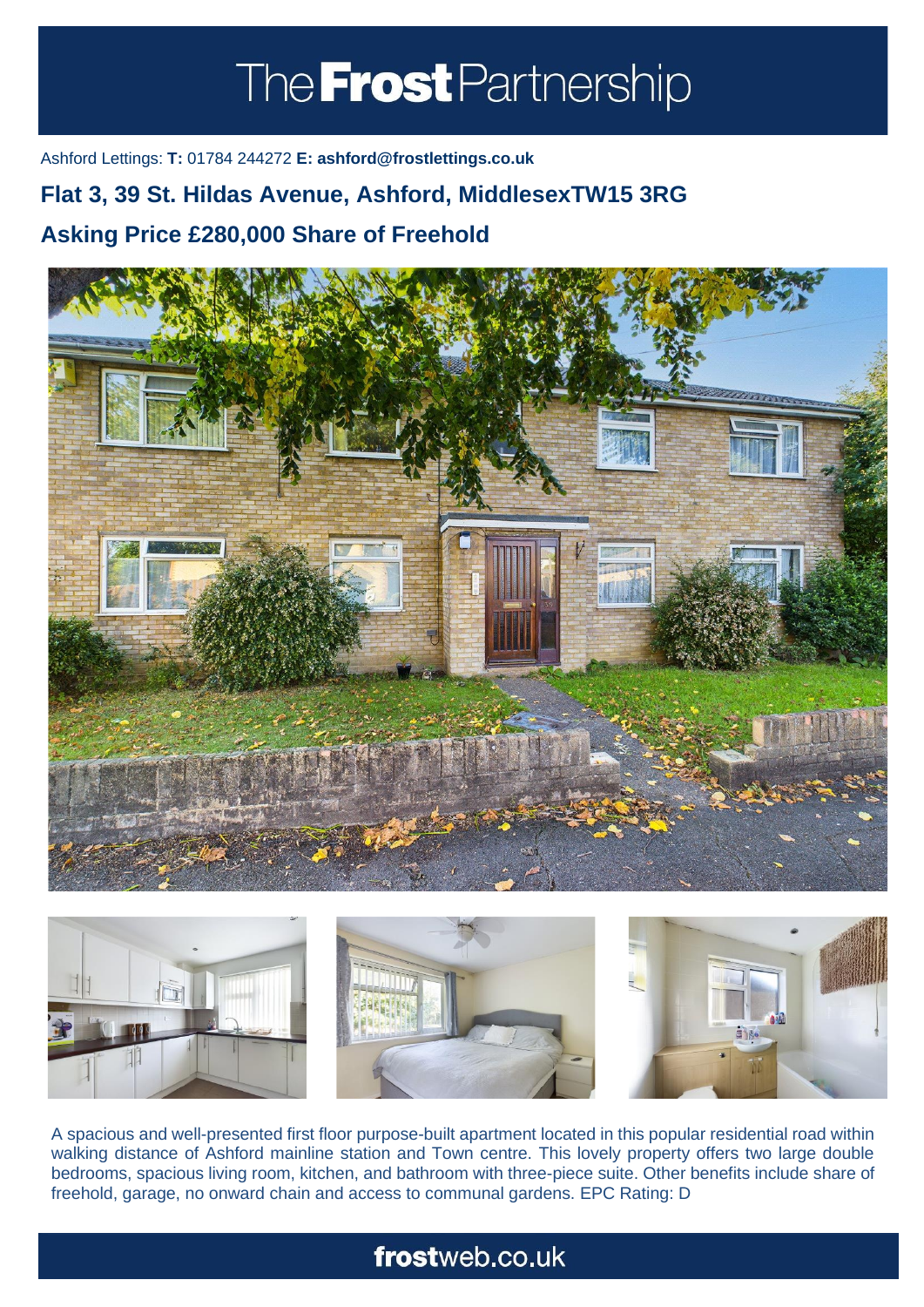# The Frost Partnership

Ashford Lettings: **T:** 01784 244272 **E: ashford@frostlettings.co.uk**

## Flat 3, 39 St. Hildas Avenue, Ashford, MiddlesexTW15 3RG

## Asking Price £280,000 Share of Freehold

A spacious and well-presented first floor purpose-built apartment located in this popular residential road within walking distance of Ashford mainline station and Town centre. This lovely property offers two large double bedrooms, spacious living room, kitchen, and bathroom with three-piece suite. Other benefits include share of freehold, garage, no onward chain and access to communal gardens. EPC Rating: D

**frost**web.co.uk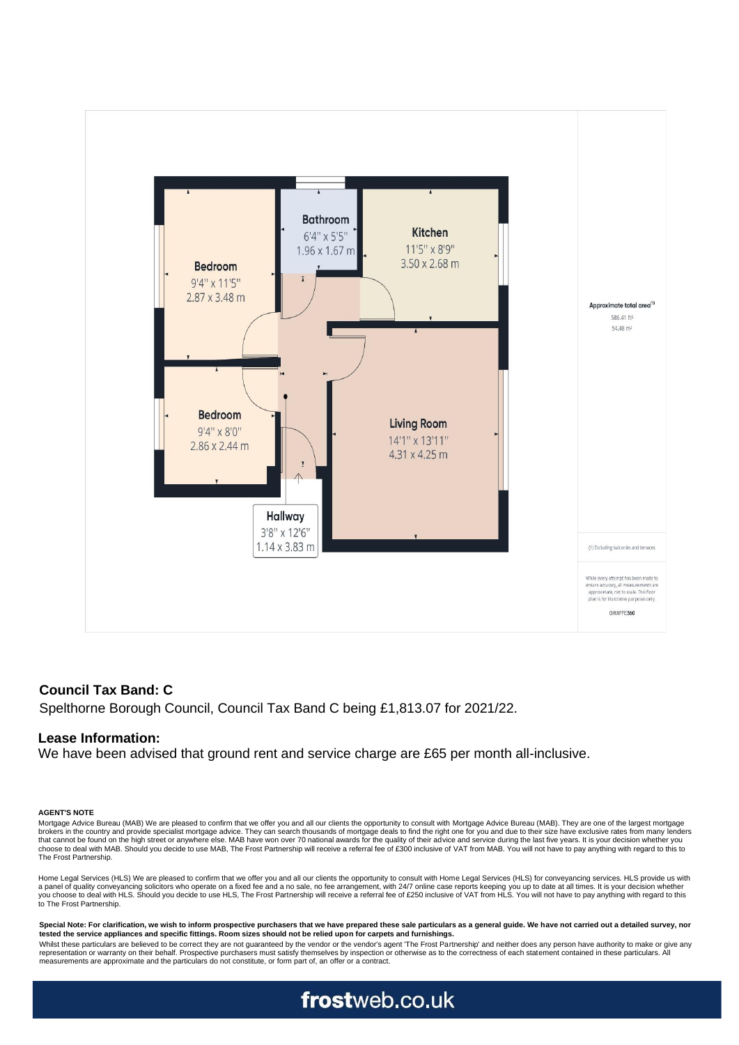Bedroom
9'4" x 11'5"
2.87 x 3.48 m

Bathroom
6'4" x 5'5"
1.96 x 1.67 m

Kitchen
11'5" x 8'9"
3.50 x 2.68 m

Bedroom
9'4" x 8'0"
2.86 x 2.44 m

Living Room
14'1" x 13'11"
4.31 x 4.25 m

Hallway
3'8" x 12'6"
1.14 x 3.83 m

Approximate total area[(1)]

586.41 ft²
54.48 m²

(1) Excluding balconies and terraces

While every attempt has been made to ensure accuracy, all measurements are approximate, not to scale. This floor plan is for illustrative purposes only.

GIRAFFE360

**Council Tax Band: C**

Spelthorne Borough Council, Council Tax Band C being £1,813.07 for 2021/22.

**Lease Information:**

We have been advised that ground rent and service charge are £65 per month all-inclusive.

**AGENT'S NOTE**

Mortgage Advice Bureau (MAB) We are pleased to confirm that we offer you and all our clients the opportunity to consult with Mortgage Advice Bureau (MAB). They are one of the largest mortgage brokers in the country and provide specialist mortgage advice. They can search thousands of mortgage deals to find the right one for you and due to their size have exclusive rates from many lenders that cannot be found on the high street or anywhere else. MAB have won over 70 national awards for the quality of their advice and service during the last five years. It is your decision whether you choose to deal with MAB. Should you decide to use MAB, The Frost Partnership will receive a referral fee of £300 inclusive of VAT from MAB. You will not have to pay anything with regard to this to The Frost Partnership.

Home Legal Services (HLS) We are pleased to confirm that we offer you and all our clients the opportunity to consult with Home Legal Services (HLS) for conveyancing services. HLS provide us with a panel of quality conveyancing solicitors who operate on a fixed fee and a no sale, no fee arrangement, with 24/7 online case reports keeping you up to date at all times. It is your decision whether you choose to deal with HLS. Should you decide to use HLS, The Frost Partnership will receive a referral fee of £250 inclusive of VAT from HLS. You will not have to pay anything with regard to this to The Frost Partnership.

**Special Note: For clarification, we wish to inform prospective purchasers that we have prepared these sale particulars as a general guide. We have not carried out a detailed survey, nor tested the service appliances and specific fittings. Room sizes should not be relied upon for carpets and furnishings.**

Whilst these particulars are believed to be correct they are not guaranteed by the vendor or the vendor's agent 'The Frost Partnership' and neither does any person have authority to make or give any representation or warranty on their behalf. Prospective purchasers must satisfy themselves by inspection or otherwise as to the correctness of each statement contained in these particulars. All measurements are approximate and the particulars do not constitute, or form part of, an offer or a contract.

**frost**web.co.uk